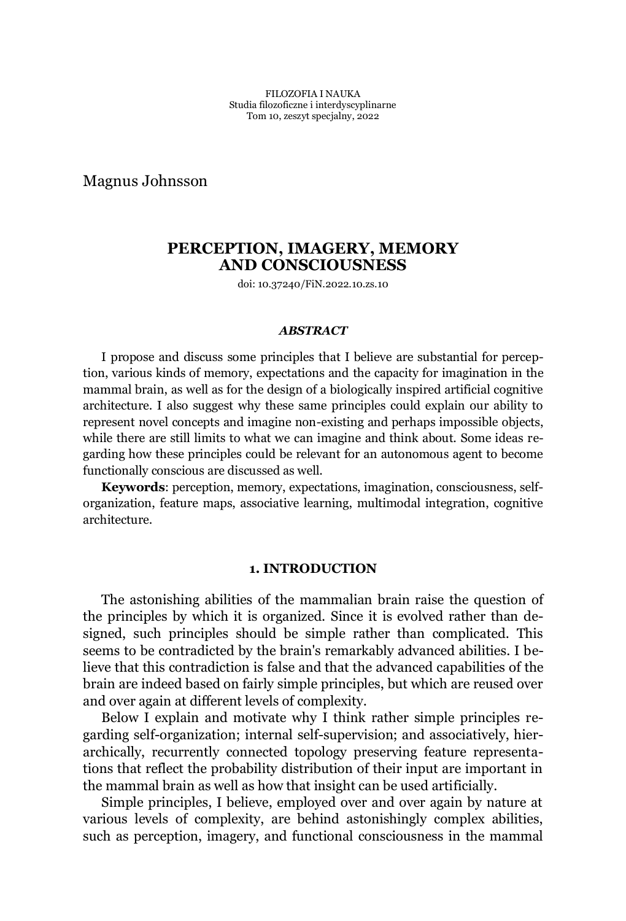FILOZOFIA I NAUKA
Studia filozoficzne i interdyscyplinarne
Tom 10, zeszyt specjalny, 2022

Magnus Johnsson

# PERCEPTION, IMAGERY, MEMORY AND CONSCIOUSNESS

doi: 10.37240/FiN.2022.10.zs.10

***ABSTRACT***

I propose and discuss some principles that I believe are substantial for perception, various kinds of memory, expectations and the capacity for imagination in the mammal brain, as well as for the design of a biologically inspired artificial cognitive architecture. I also suggest why these same principles could explain our ability to represent novel concepts and imagine non-existing and perhaps impossible objects, while there are still limits to what we can imagine and think about. Some ideas regarding how these principles could be relevant for an autonomous agent to become functionally conscious are discussed as well.

**Keywords**: perception, memory, expectations, imagination, consciousness, self-organization, feature maps, associative learning, multimodal integration, cognitive architecture.

## 1. INTRODUCTION

The astonishing abilities of the mammalian brain raise the question of the principles by which it is organized. Since it is evolved rather than designed, such principles should be simple rather than complicated. This seems to be contradicted by the brain's remarkably advanced abilities. I believe that this contradiction is false and that the advanced capabilities of the brain are indeed based on fairly simple principles, but which are reused over and over again at different levels of complexity.

Below I explain and motivate why I think rather simple principles regarding self-organization; internal self-supervision; and associatively, hierarchically, recurrently connected topology preserving feature representations that reflect the probability distribution of their input are important in the mammal brain as well as how that insight can be used artificially.

Simple principles, I believe, employed over and over again by nature at various levels of complexity, are behind astonishingly complex abilities, such as perception, imagery, and functional consciousness in the mammal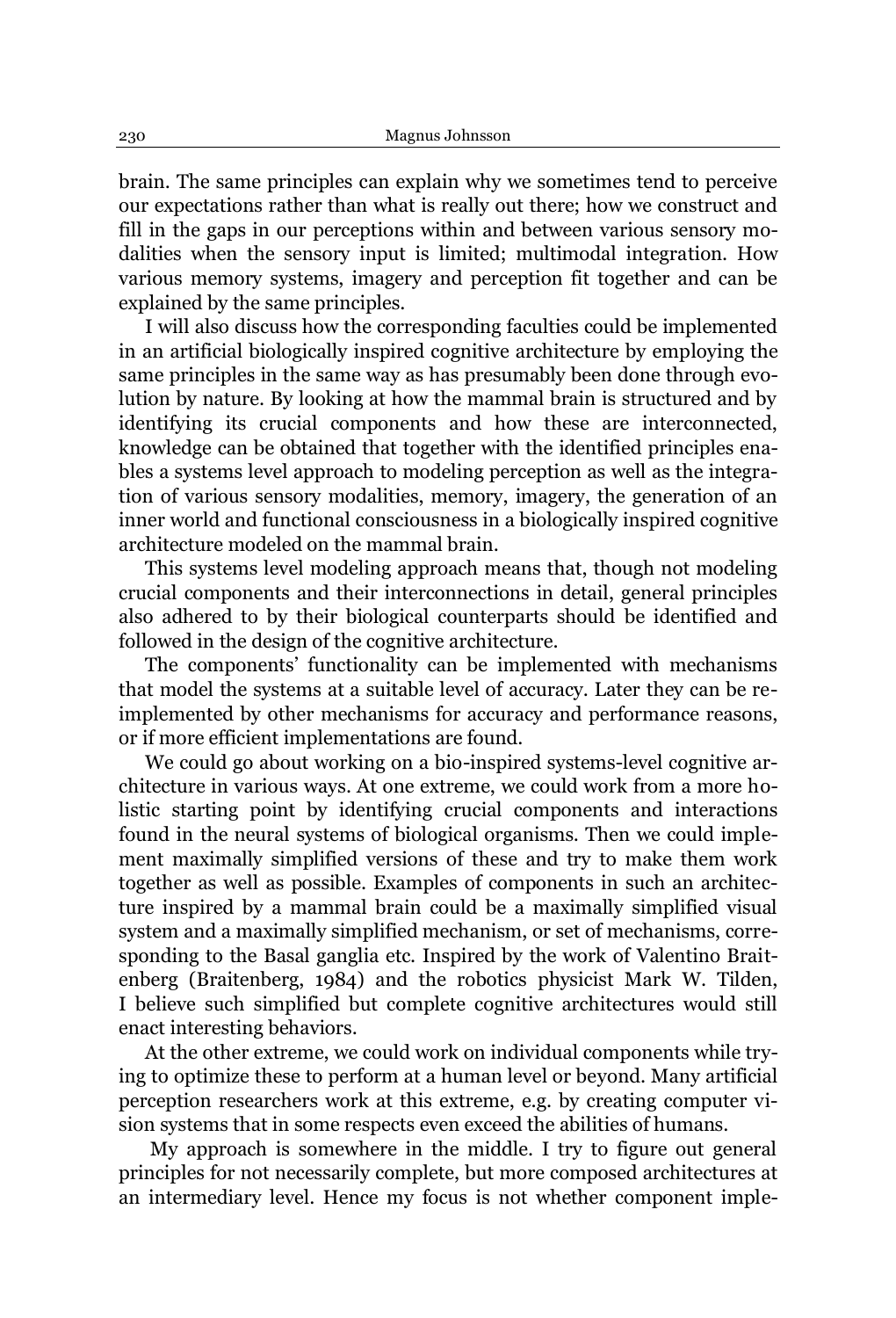brain. The same principles can explain why we sometimes tend to perceive our expectations rather than what is really out there; how we construct and fill in the gaps in our perceptions within and between various sensory modalities when the sensory input is limited; multimodal integration. How various memory systems, imagery and perception fit together and can be explained by the same principles.

I will also discuss how the corresponding faculties could be implemented in an artificial biologically inspired cognitive architecture by employing the same principles in the same way as has presumably been done through evolution by nature. By looking at how the mammal brain is structured and by identifying its crucial components and how these are interconnected, knowledge can be obtained that together with the identified principles enables a systems level approach to modeling perception as well as the integration of various sensory modalities, memory, imagery, the generation of an inner world and functional consciousness in a biologically inspired cognitive architecture modeled on the mammal brain.

This systems level modeling approach means that, though not modeling crucial components and their interconnections in detail, general principles also adhered to by their biological counterparts should be identified and followed in the design of the cognitive architecture.

The components' functionality can be implemented with mechanisms that model the systems at a suitable level of accuracy. Later they can be re-implemented by other mechanisms for accuracy and performance reasons, or if more efficient implementations are found.

We could go about working on a bio-inspired systems-level cognitive architecture in various ways. At one extreme, we could work from a more holistic starting point by identifying crucial components and interactions found in the neural systems of biological organisms. Then we could implement maximally simplified versions of these and try to make them work together as well as possible. Examples of components in such an architecture inspired by a mammal brain could be a maximally simplified visual system and a maximally simplified mechanism, or set of mechanisms, corresponding to the Basal ganglia etc. Inspired by the work of Valentino Braitenberg (Braitenberg, 1984) and the robotics physicist Mark W. Tilden, I believe such simplified but complete cognitive architectures would still enact interesting behaviors.

At the other extreme, we could work on individual components while trying to optimize these to perform at a human level or beyond. Many artificial perception researchers work at this extreme, e.g. by creating computer vision systems that in some respects even exceed the abilities of humans.

My approach is somewhere in the middle. I try to figure out general principles for not necessarily complete, but more composed architectures at an intermediary level. Hence my focus is not whether component imple-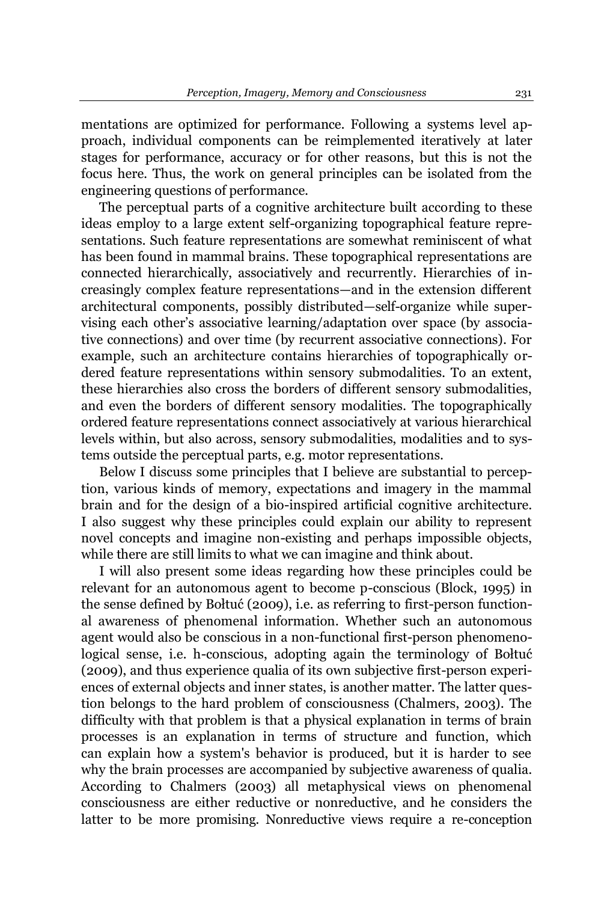mentations are optimized for performance. Following a systems level approach, individual components can be reimplemented iteratively at later stages for performance, accuracy or for other reasons, but this is not the focus here. Thus, the work on general principles can be isolated from the engineering questions of performance.

The perceptual parts of a cognitive architecture built according to these ideas employ to a large extent self-organizing topographical feature representations. Such feature representations are somewhat reminiscent of what has been found in mammal brains. These topographical representations are connected hierarchically, associatively and recurrently. Hierarchies of increasingly complex feature representations—and in the extension different architectural components, possibly distributed—self-organize while supervising each other's associative learning/adaptation over space (by associative connections) and over time (by recurrent associative connections). For example, such an architecture contains hierarchies of topographically ordered feature representations within sensory submodalities. To an extent, these hierarchies also cross the borders of different sensory submodalities, and even the borders of different sensory modalities. The topographically ordered feature representations connect associatively at various hierarchical levels within, but also across, sensory submodalities, modalities and to systems outside the perceptual parts, e.g. motor representations.

Below I discuss some principles that I believe are substantial to perception, various kinds of memory, expectations and imagery in the mammal brain and for the design of a bio-inspired artificial cognitive architecture. I also suggest why these principles could explain our ability to represent novel concepts and imagine non-existing and perhaps impossible objects, while there are still limits to what we can imagine and think about.

I will also present some ideas regarding how these principles could be relevant for an autonomous agent to become p-conscious (Block, 1995) in the sense defined by Bołtuć (2009), i.e. as referring to first-person functional awareness of phenomenal information. Whether such an autonomous agent would also be conscious in a non-functional first-person phenomenological sense, i.e. h-conscious, adopting again the terminology of Bołtuć (2009), and thus experience qualia of its own subjective first-person experiences of external objects and inner states, is another matter. The latter question belongs to the hard problem of consciousness (Chalmers, 2003). The difficulty with that problem is that a physical explanation in terms of brain processes is an explanation in terms of structure and function, which can explain how a system's behavior is produced, but it is harder to see why the brain processes are accompanied by subjective awareness of qualia. According to Chalmers (2003) all metaphysical views on phenomenal consciousness are either reductive or nonreductive, and he considers the latter to be more promising. Nonreductive views require a re-conception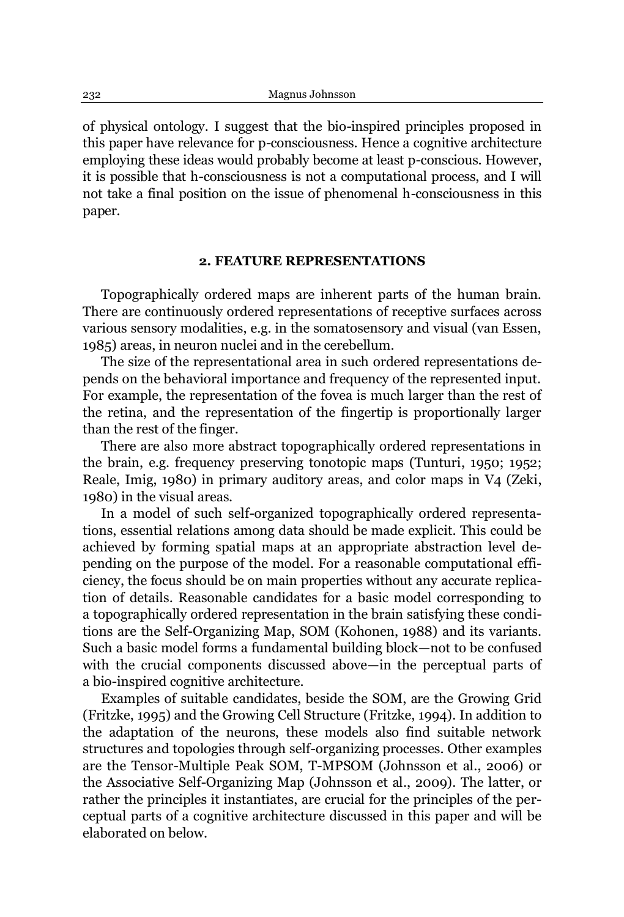of physical ontology. I suggest that the bio-inspired principles proposed in this paper have relevance for p-consciousness. Hence a cognitive architecture employing these ideas would probably become at least p-conscious. However, it is possible that h-consciousness is not a computational process, and I will not take a final position on the issue of phenomenal h-consciousness in this paper.

## 2. FEATURE REPRESENTATIONS

Topographically ordered maps are inherent parts of the human brain. There are continuously ordered representations of receptive surfaces across various sensory modalities, e.g. in the somatosensory and visual (van Essen, 1985) areas, in neuron nuclei and in the cerebellum.

The size of the representational area in such ordered representations depends on the behavioral importance and frequency of the represented input. For example, the representation of the fovea is much larger than the rest of the retina, and the representation of the fingertip is proportionally larger than the rest of the finger.

There are also more abstract topographically ordered representations in the brain, e.g. frequency preserving tonotopic maps (Tunturi, 1950; 1952; Reale, Imig, 1980) in primary auditory areas, and color maps in V4 (Zeki, 1980) in the visual areas.

In a model of such self-organized topographically ordered representations, essential relations among data should be made explicit. This could be achieved by forming spatial maps at an appropriate abstraction level depending on the purpose of the model. For a reasonable computational efficiency, the focus should be on main properties without any accurate replication of details. Reasonable candidates for a basic model corresponding to a topographically ordered representation in the brain satisfying these conditions are the Self-Organizing Map, SOM (Kohonen, 1988) and its variants. Such a basic model forms a fundamental building block—not to be confused with the crucial components discussed above—in the perceptual parts of a bio-inspired cognitive architecture.

Examples of suitable candidates, beside the SOM, are the Growing Grid (Fritzke, 1995) and the Growing Cell Structure (Fritzke, 1994). In addition to the adaptation of the neurons, these models also find suitable network structures and topologies through self-organizing processes. Other examples are the Tensor-Multiple Peak SOM, T-MPSOM (Johnsson et al., 2006) or the Associative Self-Organizing Map (Johnsson et al., 2009). The latter, or rather the principles it instantiates, are crucial for the principles of the perceptual parts of a cognitive architecture discussed in this paper and will be elaborated on below.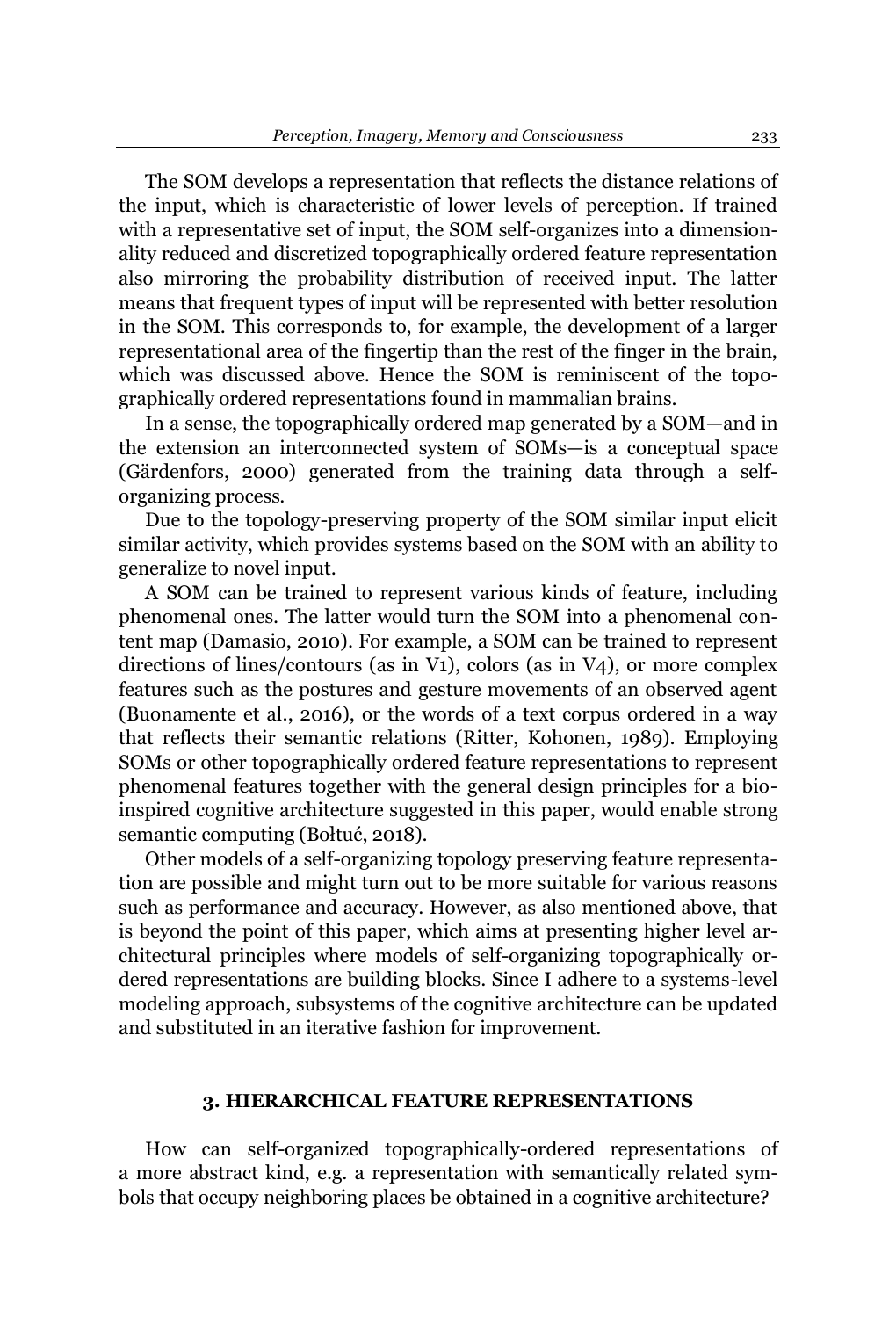The SOM develops a representation that reflects the distance relations of the input, which is characteristic of lower levels of perception. If trained with a representative set of input, the SOM self-organizes into a dimensionality reduced and discretized topographically ordered feature representation also mirroring the probability distribution of received input. The latter means that frequent types of input will be represented with better resolution in the SOM. This corresponds to, for example, the development of a larger representational area of the fingertip than the rest of the finger in the brain, which was discussed above. Hence the SOM is reminiscent of the topographically ordered representations found in mammalian brains.

In a sense, the topographically ordered map generated by a SOM—and in the extension an interconnected system of SOMs—is a conceptual space (Gärdenfors, 2000) generated from the training data through a self-organizing process.

Due to the topology-preserving property of the SOM similar input elicit similar activity, which provides systems based on the SOM with an ability to generalize to novel input.

A SOM can be trained to represent various kinds of feature, including phenomenal ones. The latter would turn the SOM into a phenomenal content map (Damasio, 2010). For example, a SOM can be trained to represent directions of lines/contours (as in V1), colors (as in V4), or more complex features such as the postures and gesture movements of an observed agent (Buonamente et al., 2016), or the words of a text corpus ordered in a way that reflects their semantic relations (Ritter, Kohonen, 1989). Employing SOMs or other topographically ordered feature representations to represent phenomenal features together with the general design principles for a bio-inspired cognitive architecture suggested in this paper, would enable strong semantic computing (Bołtuć, 2018).

Other models of a self-organizing topology preserving feature representation are possible and might turn out to be more suitable for various reasons such as performance and accuracy. However, as also mentioned above, that is beyond the point of this paper, which aims at presenting higher level architectural principles where models of self-organizing topographically ordered representations are building blocks. Since I adhere to a systems-level modeling approach, subsystems of the cognitive architecture can be updated and substituted in an iterative fashion for improvement.

## 3. HIERARCHICAL FEATURE REPRESENTATIONS

How can self-organized topographically-ordered representations of a more abstract kind, e.g. a representation with semantically related symbols that occupy neighboring places be obtained in a cognitive architecture?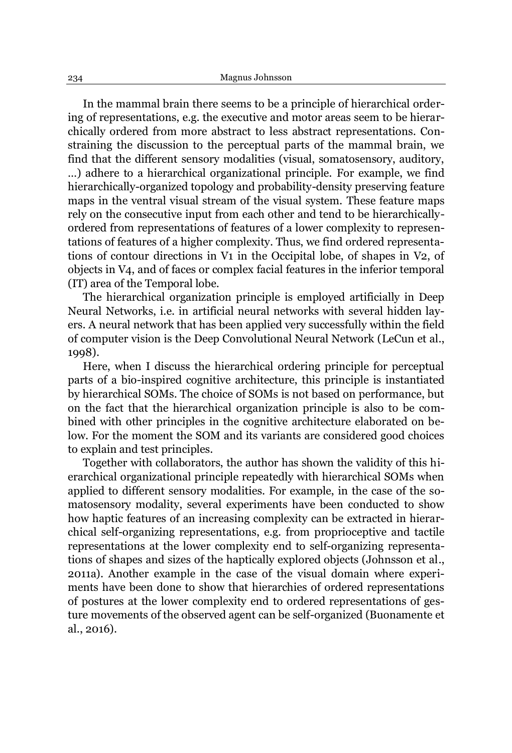In the mammal brain there seems to be a principle of hierarchical ordering of representations, e.g. the executive and motor areas seem to be hierarchically ordered from more abstract to less abstract representations. Constraining the discussion to the perceptual parts of the mammal brain, we find that the different sensory modalities (visual, somatosensory, auditory, …) adhere to a hierarchical organizational principle. For example, we find hierarchically-organized topology and probability-density preserving feature maps in the ventral visual stream of the visual system. These feature maps rely on the consecutive input from each other and tend to be hierarchically-ordered from representations of features of a lower complexity to representations of features of a higher complexity. Thus, we find ordered representations of contour directions in V1 in the Occipital lobe, of shapes in V2, of objects in V4, and of faces or complex facial features in the inferior temporal (IT) area of the Temporal lobe.

The hierarchical organization principle is employed artificially in Deep Neural Networks, i.e. in artificial neural networks with several hidden layers. A neural network that has been applied very successfully within the field of computer vision is the Deep Convolutional Neural Network (LeCun et al., 1998).

Here, when I discuss the hierarchical ordering principle for perceptual parts of a bio-inspired cognitive architecture, this principle is instantiated by hierarchical SOMs. The choice of SOMs is not based on performance, but on the fact that the hierarchical organization principle is also to be combined with other principles in the cognitive architecture elaborated on below. For the moment the SOM and its variants are considered good choices to explain and test principles.

Together with collaborators, the author has shown the validity of this hierarchical organizational principle repeatedly with hierarchical SOMs when applied to different sensory modalities. For example, in the case of the somatosensory modality, several experiments have been conducted to show how haptic features of an increasing complexity can be extracted in hierarchical self-organizing representations, e.g. from proprioceptive and tactile representations at the lower complexity end to self-organizing representations of shapes and sizes of the haptically explored objects (Johnsson et al., 2011a). Another example in the case of the visual domain where experiments have been done to show that hierarchies of ordered representations of postures at the lower complexity end to ordered representations of gesture movements of the observed agent can be self-organized (Buonamente et al., 2016).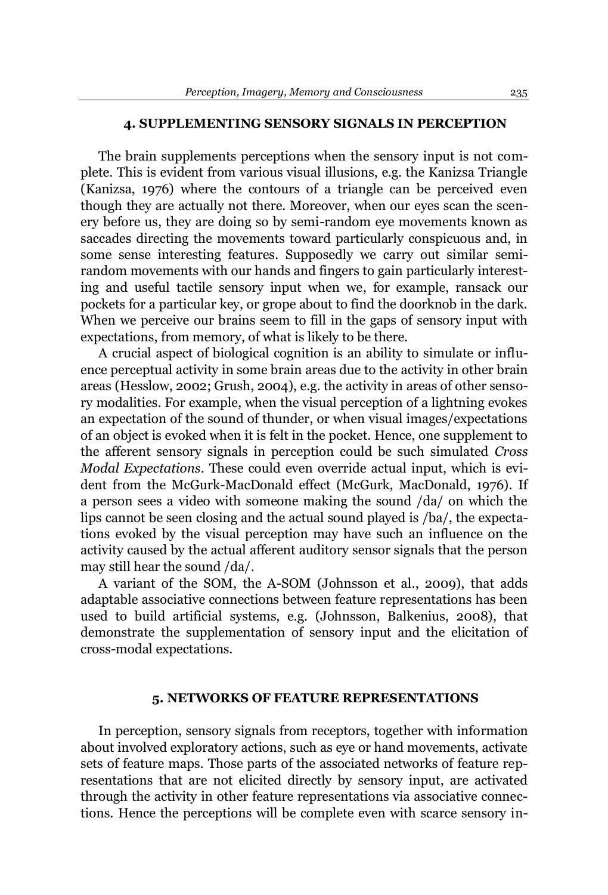## 4. SUPPLEMENTING SENSORY SIGNALS IN PERCEPTION

The brain supplements perceptions when the sensory input is not complete. This is evident from various visual illusions, e.g. the Kanizsa Triangle (Kanizsa, 1976) where the contours of a triangle can be perceived even though they are actually not there. Moreover, when our eyes scan the scenery before us, they are doing so by semi-random eye movements known as saccades directing the movements toward particularly conspicuous and, in some sense interesting features. Supposedly we carry out similar semi-random movements with our hands and fingers to gain particularly interesting and useful tactile sensory input when we, for example, ransack our pockets for a particular key, or grope about to find the doorknob in the dark. When we perceive our brains seem to fill in the gaps of sensory input with expectations, from memory, of what is likely to be there.

A crucial aspect of biological cognition is an ability to simulate or influence perceptual activity in some brain areas due to the activity in other brain areas (Hesslow, 2002; Grush, 2004), e.g. the activity in areas of other sensory modalities. For example, when the visual perception of a lightning evokes an expectation of the sound of thunder, or when visual images/expectations of an object is evoked when it is felt in the pocket. Hence, one supplement to the afferent sensory signals in perception could be such simulated *Cross Modal Expectations*. These could even override actual input, which is evident from the McGurk-MacDonald effect (McGurk, MacDonald, 1976). If a person sees a video with someone making the sound /da/ on which the lips cannot be seen closing and the actual sound played is /ba/, the expectations evoked by the visual perception may have such an influence on the activity caused by the actual afferent auditory sensor signals that the person may still hear the sound /da/.

A variant of the SOM, the A-SOM (Johnsson et al., 2009), that adds adaptable associative connections between feature representations has been used to build artificial systems, e.g. (Johnsson, Balkenius, 2008), that demonstrate the supplementation of sensory input and the elicitation of cross-modal expectations.

## 5. NETWORKS OF FEATURE REPRESENTATIONS

In perception, sensory signals from receptors, together with information about involved exploratory actions, such as eye or hand movements, activate sets of feature maps. Those parts of the associated networks of feature representations that are not elicited directly by sensory input, are activated through the activity in other feature representations via associative connections. Hence the perceptions will be complete even with scarce sensory in-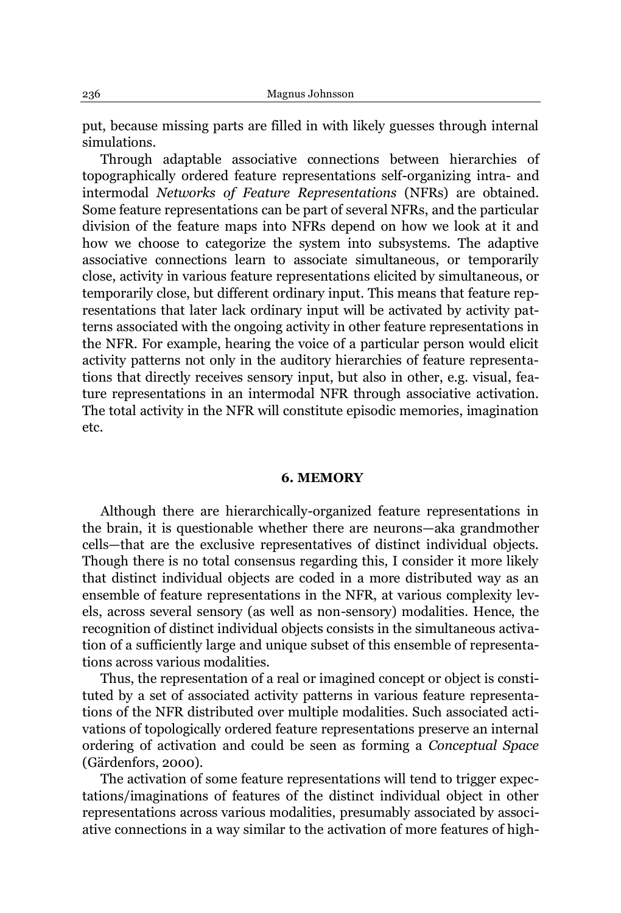put, because missing parts are filled in with likely guesses through internal simulations.

Through adaptable associative connections between hierarchies of topographically ordered feature representations self-organizing intra- and intermodal *Networks of Feature Representations* (NFRs) are obtained. Some feature representations can be part of several NFRs, and the particular division of the feature maps into NFRs depend on how we look at it and how we choose to categorize the system into subsystems. The adaptive associative connections learn to associate simultaneous, or temporarily close, activity in various feature representations elicited by simultaneous, or temporarily close, but different ordinary input. This means that feature representations that later lack ordinary input will be activated by activity patterns associated with the ongoing activity in other feature representations in the NFR. For example, hearing the voice of a particular person would elicit activity patterns not only in the auditory hierarchies of feature representations that directly receives sensory input, but also in other, e.g. visual, feature representations in an intermodal NFR through associative activation. The total activity in the NFR will constitute episodic memories, imagination etc.

## 6. MEMORY

Although there are hierarchically-organized feature representations in the brain, it is questionable whether there are neurons—aka grandmother cells—that are the exclusive representatives of distinct individual objects. Though there is no total consensus regarding this, I consider it more likely that distinct individual objects are coded in a more distributed way as an ensemble of feature representations in the NFR, at various complexity levels, across several sensory (as well as non-sensory) modalities. Hence, the recognition of distinct individual objects consists in the simultaneous activation of a sufficiently large and unique subset of this ensemble of representations across various modalities.

Thus, the representation of a real or imagined concept or object is constituted by a set of associated activity patterns in various feature representations of the NFR distributed over multiple modalities. Such associated activations of topologically ordered feature representations preserve an internal ordering of activation and could be seen as forming a *Conceptual Space* (Gärdenfors, 2000).

The activation of some feature representations will tend to trigger expectations/imaginations of features of the distinct individual object in other representations across various modalities, presumably associated by associative connections in a way similar to the activation of more features of high-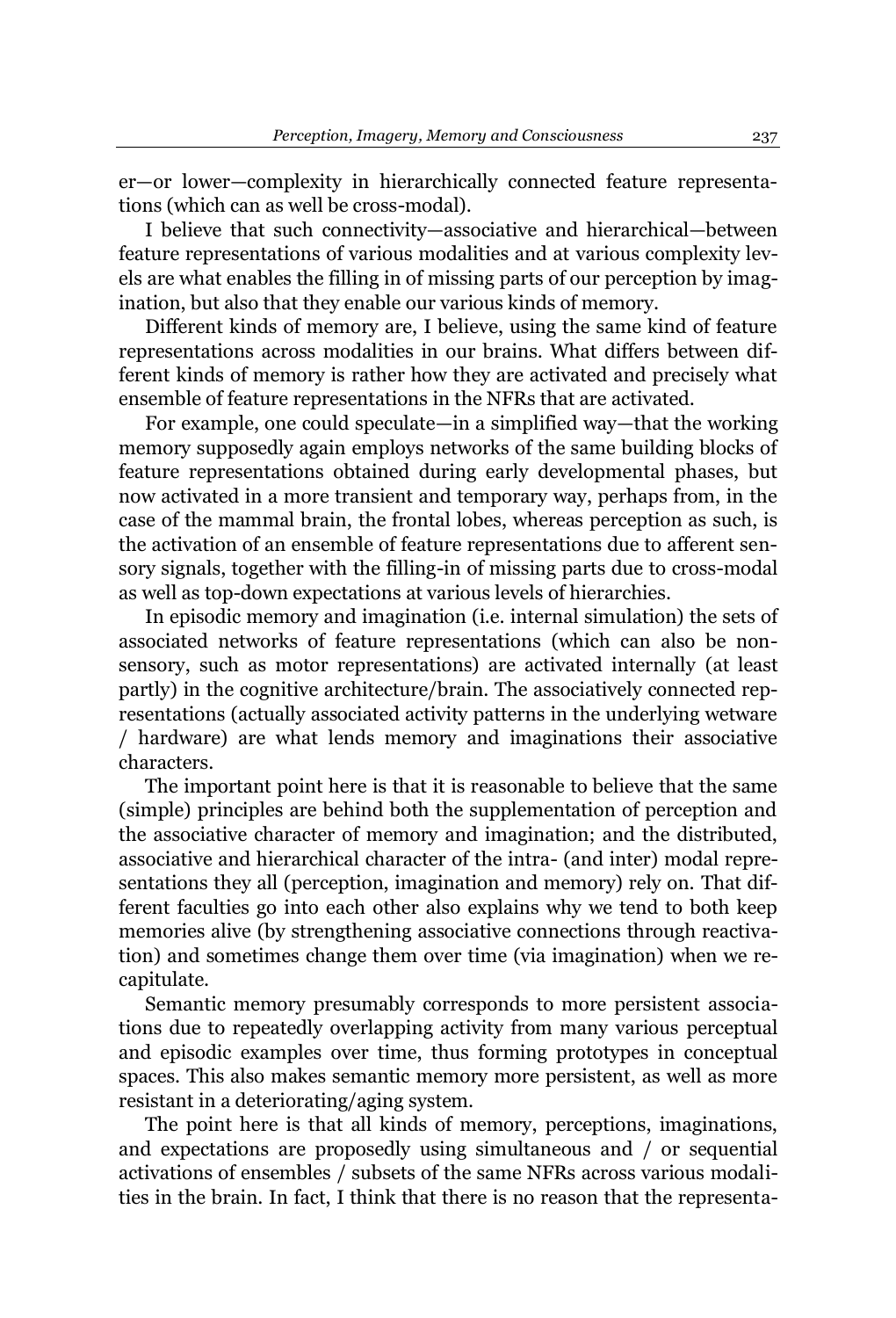er—or lower—complexity in hierarchically connected feature representations (which can as well be cross-modal).

I believe that such connectivity—associative and hierarchical—between feature representations of various modalities and at various complexity levels are what enables the filling in of missing parts of our perception by imagination, but also that they enable our various kinds of memory.

Different kinds of memory are, I believe, using the same kind of feature representations across modalities in our brains. What differs between different kinds of memory is rather how they are activated and precisely what ensemble of feature representations in the NFRs that are activated.

For example, one could speculate—in a simplified way—that the working memory supposedly again employs networks of the same building blocks of feature representations obtained during early developmental phases, but now activated in a more transient and temporary way, perhaps from, in the case of the mammal brain, the frontal lobes, whereas perception as such, is the activation of an ensemble of feature representations due to afferent sensory signals, together with the filling-in of missing parts due to cross-modal as well as top-down expectations at various levels of hierarchies.

In episodic memory and imagination (i.e. internal simulation) the sets of associated networks of feature representations (which can also be non-sensory, such as motor representations) are activated internally (at least partly) in the cognitive architecture/brain. The associatively connected representations (actually associated activity patterns in the underlying wetware / hardware) are what lends memory and imaginations their associative characters.

The important point here is that it is reasonable to believe that the same (simple) principles are behind both the supplementation of perception and the associative character of memory and imagination; and the distributed, associative and hierarchical character of the intra- (and inter) modal representations they all (perception, imagination and memory) rely on. That different faculties go into each other also explains why we tend to both keep memories alive (by strengthening associative connections through reactivation) and sometimes change them over time (via imagination) when we recapitulate.

Semantic memory presumably corresponds to more persistent associations due to repeatedly overlapping activity from many various perceptual and episodic examples over time, thus forming prototypes in conceptual spaces. This also makes semantic memory more persistent, as well as more resistant in a deteriorating/aging system.

The point here is that all kinds of memory, perceptions, imaginations, and expectations are proposedly using simultaneous and / or sequential activations of ensembles / subsets of the same NFRs across various modalities in the brain. In fact, I think that there is no reason that the representa-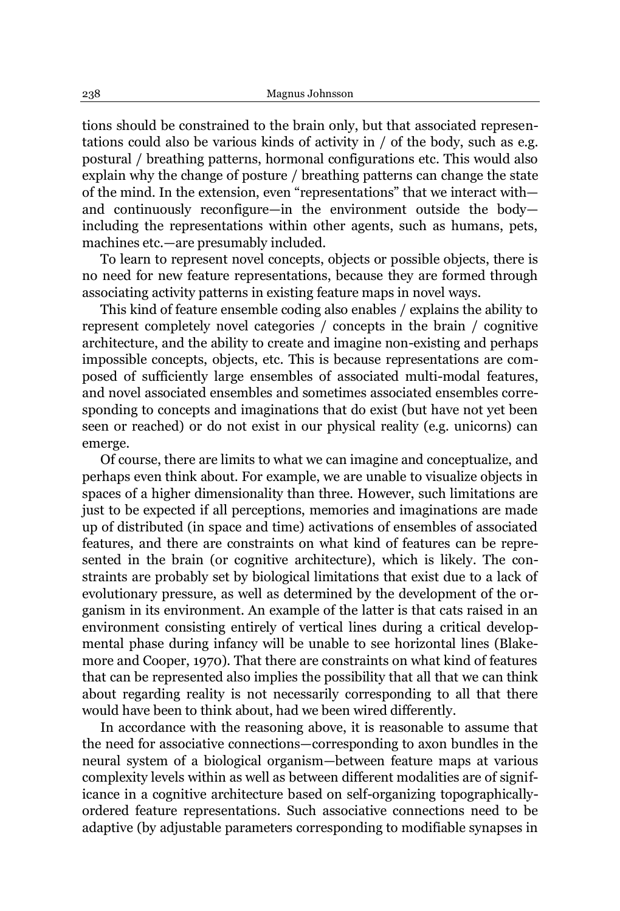tions should be constrained to the brain only, but that associated representations could also be various kinds of activity in / of the body, such as e.g. postural / breathing patterns, hormonal configurations etc. This would also explain why the change of posture / breathing patterns can change the state of the mind. In the extension, even "representations" that we interact with—and continuously reconfigure—in the environment outside the body—including the representations within other agents, such as humans, pets, machines etc.—are presumably included.

To learn to represent novel concepts, objects or possible objects, there is no need for new feature representations, because they are formed through associating activity patterns in existing feature maps in novel ways.

This kind of feature ensemble coding also enables / explains the ability to represent completely novel categories / concepts in the brain / cognitive architecture, and the ability to create and imagine non-existing and perhaps impossible concepts, objects, etc. This is because representations are composed of sufficiently large ensembles of associated multi-modal features, and novel associated ensembles and sometimes associated ensembles corresponding to concepts and imaginations that do exist (but have not yet been seen or reached) or do not exist in our physical reality (e.g. unicorns) can emerge.

Of course, there are limits to what we can imagine and conceptualize, and perhaps even think about. For example, we are unable to visualize objects in spaces of a higher dimensionality than three. However, such limitations are just to be expected if all perceptions, memories and imaginations are made up of distributed (in space and time) activations of ensembles of associated features, and there are constraints on what kind of features can be represented in the brain (or cognitive architecture), which is likely. The constraints are probably set by biological limitations that exist due to a lack of evolutionary pressure, as well as determined by the development of the organism in its environment. An example of the latter is that cats raised in an environment consisting entirely of vertical lines during a critical developmental phase during infancy will be unable to see horizontal lines (Blakemore and Cooper, 1970). That there are constraints on what kind of features that can be represented also implies the possibility that all that we can think about regarding reality is not necessarily corresponding to all that there would have been to think about, had we been wired differently.

In accordance with the reasoning above, it is reasonable to assume that the need for associative connections—corresponding to axon bundles in the neural system of a biological organism—between feature maps at various complexity levels within as well as between different modalities are of significance in a cognitive architecture based on self-organizing topographically-ordered feature representations. Such associative connections need to be adaptive (by adjustable parameters corresponding to modifiable synapses in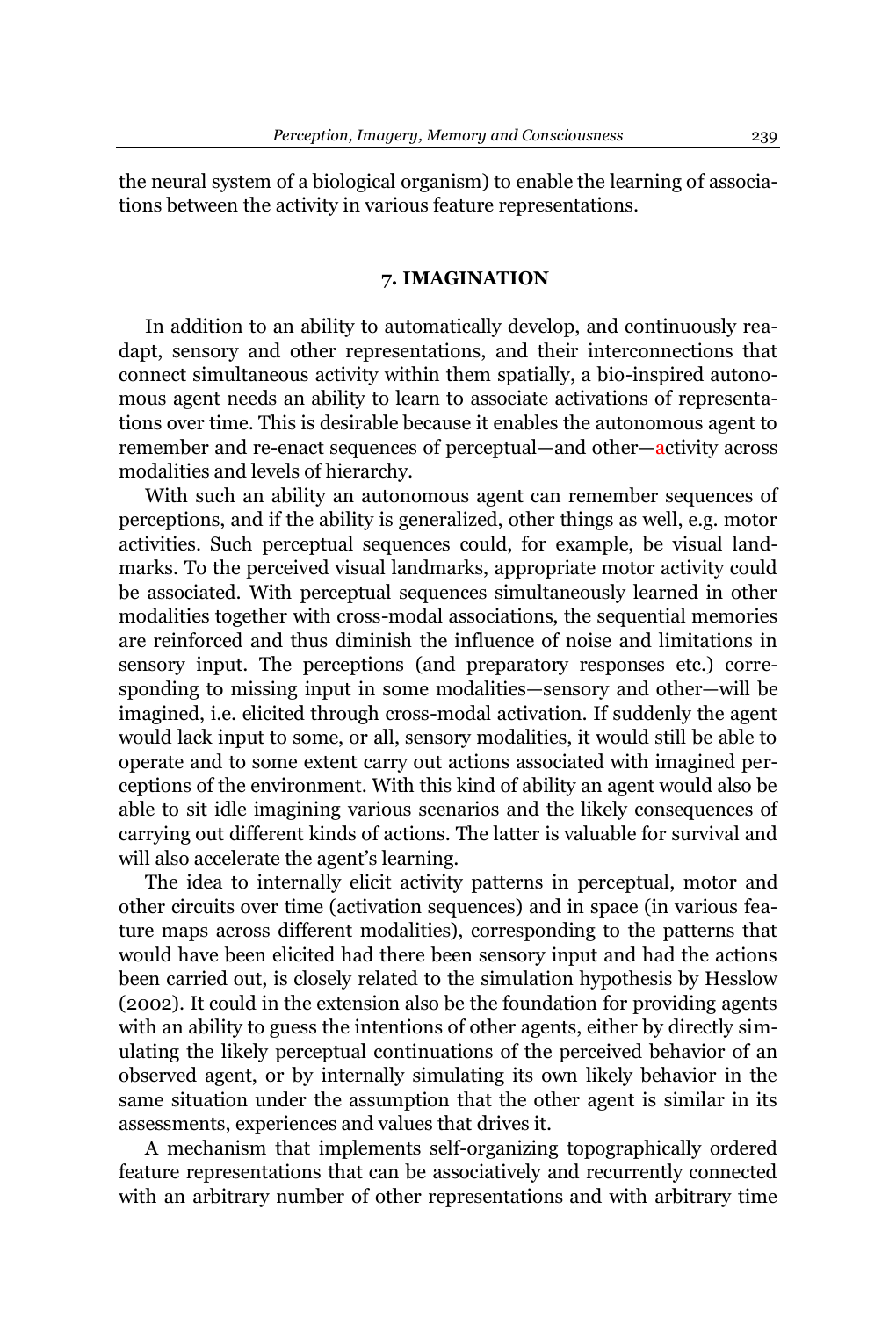the neural system of a biological organism) to enable the learning of associations between the activity in various feature representations.

## 7. IMAGINATION

In addition to an ability to automatically develop, and continuously readapt, sensory and other representations, and their interconnections that connect simultaneous activity within them spatially, a bio-inspired autonomous agent needs an ability to learn to associate activations of representations over time. This is desirable because it enables the autonomous agent to remember and re-enact sequences of perceptual—and other—activity across modalities and levels of hierarchy.

With such an ability an autonomous agent can remember sequences of perceptions, and if the ability is generalized, other things as well, e.g. motor activities. Such perceptual sequences could, for example, be visual landmarks. To the perceived visual landmarks, appropriate motor activity could be associated. With perceptual sequences simultaneously learned in other modalities together with cross-modal associations, the sequential memories are reinforced and thus diminish the influence of noise and limitations in sensory input. The perceptions (and preparatory responses etc.) corresponding to missing input in some modalities—sensory and other—will be imagined, i.e. elicited through cross-modal activation. If suddenly the agent would lack input to some, or all, sensory modalities, it would still be able to operate and to some extent carry out actions associated with imagined perceptions of the environment. With this kind of ability an agent would also be able to sit idle imagining various scenarios and the likely consequences of carrying out different kinds of actions. The latter is valuable for survival and will also accelerate the agent's learning.

The idea to internally elicit activity patterns in perceptual, motor and other circuits over time (activation sequences) and in space (in various feature maps across different modalities), corresponding to the patterns that would have been elicited had there been sensory input and had the actions been carried out, is closely related to the simulation hypothesis by Hesslow (2002). It could in the extension also be the foundation for providing agents with an ability to guess the intentions of other agents, either by directly simulating the likely perceptual continuations of the perceived behavior of an observed agent, or by internally simulating its own likely behavior in the same situation under the assumption that the other agent is similar in its assessments, experiences and values that drives it.

A mechanism that implements self-organizing topographically ordered feature representations that can be associatively and recurrently connected with an arbitrary number of other representations and with arbitrary time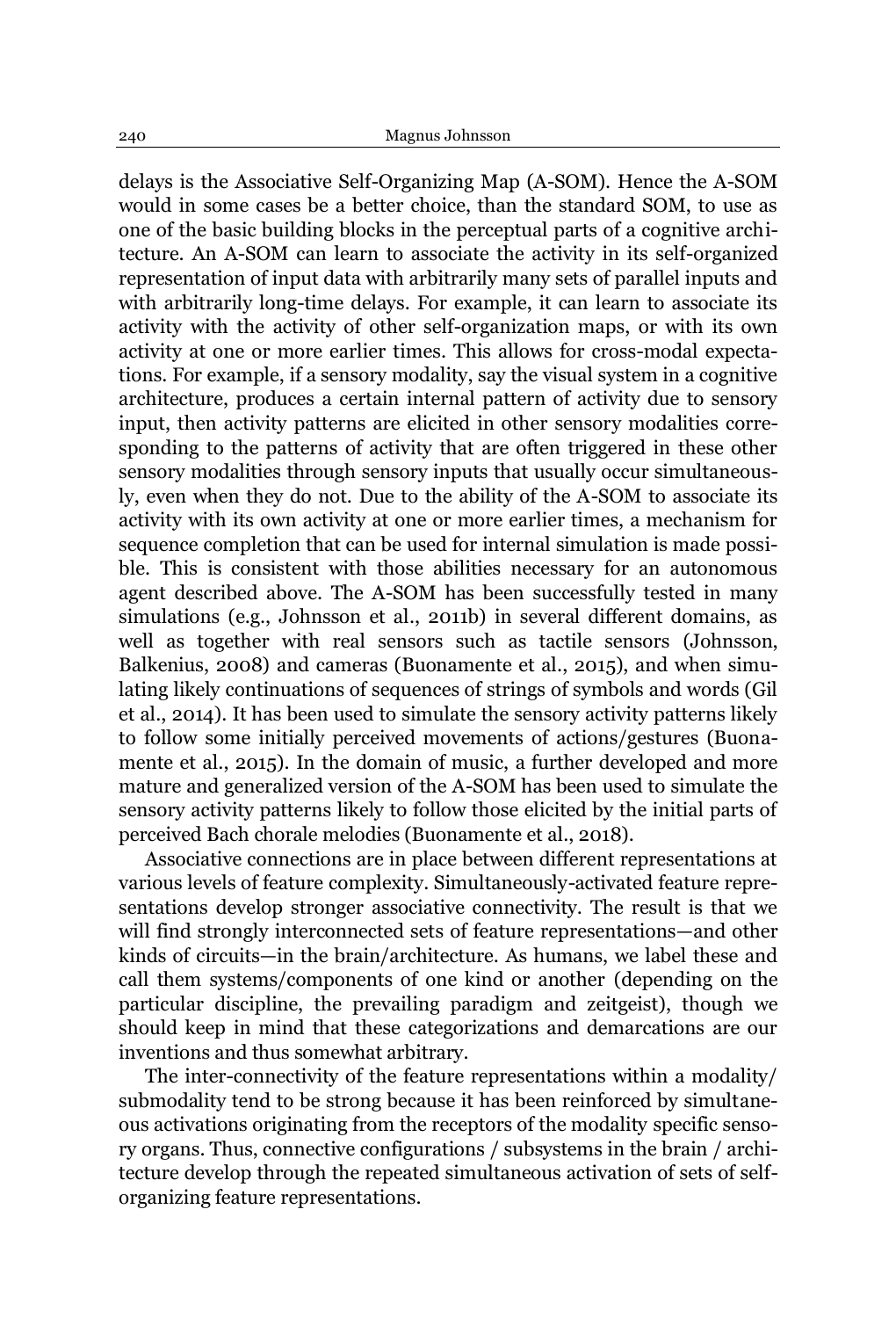delays is the Associative Self-Organizing Map (A-SOM). Hence the A-SOM would in some cases be a better choice, than the standard SOM, to use as one of the basic building blocks in the perceptual parts of a cognitive architecture. An A-SOM can learn to associate the activity in its self-organized representation of input data with arbitrarily many sets of parallel inputs and with arbitrarily long-time delays. For example, it can learn to associate its activity with the activity of other self-organization maps, or with its own activity at one or more earlier times. This allows for cross-modal expectations. For example, if a sensory modality, say the visual system in a cognitive architecture, produces a certain internal pattern of activity due to sensory input, then activity patterns are elicited in other sensory modalities corresponding to the patterns of activity that are often triggered in these other sensory modalities through sensory inputs that usually occur simultaneously, even when they do not. Due to the ability of the A-SOM to associate its activity with its own activity at one or more earlier times, a mechanism for sequence completion that can be used for internal simulation is made possible. This is consistent with those abilities necessary for an autonomous agent described above. The A-SOM has been successfully tested in many simulations (e.g., Johnsson et al., 2011b) in several different domains, as well as together with real sensors such as tactile sensors (Johnsson, Balkenius, 2008) and cameras (Buonamente et al., 2015), and when simulating likely continuations of sequences of strings of symbols and words (Gil et al., 2014). It has been used to simulate the sensory activity patterns likely to follow some initially perceived movements of actions/gestures (Buonamente et al., 2015). In the domain of music, a further developed and more mature and generalized version of the A-SOM has been used to simulate the sensory activity patterns likely to follow those elicited by the initial parts of perceived Bach chorale melodies (Buonamente et al., 2018).

Associative connections are in place between different representations at various levels of feature complexity. Simultaneously-activated feature representations develop stronger associative connectivity. The result is that we will find strongly interconnected sets of feature representations—and other kinds of circuits—in the brain/architecture. As humans, we label these and call them systems/components of one kind or another (depending on the particular discipline, the prevailing paradigm and zeitgeist), though we should keep in mind that these categorizations and demarcations are our inventions and thus somewhat arbitrary.

The inter-connectivity of the feature representations within a modality/submodality tend to be strong because it has been reinforced by simultaneous activations originating from the receptors of the modality specific sensory organs. Thus, connective configurations / subsystems in the brain / architecture develop through the repeated simultaneous activation of sets of self-organizing feature representations.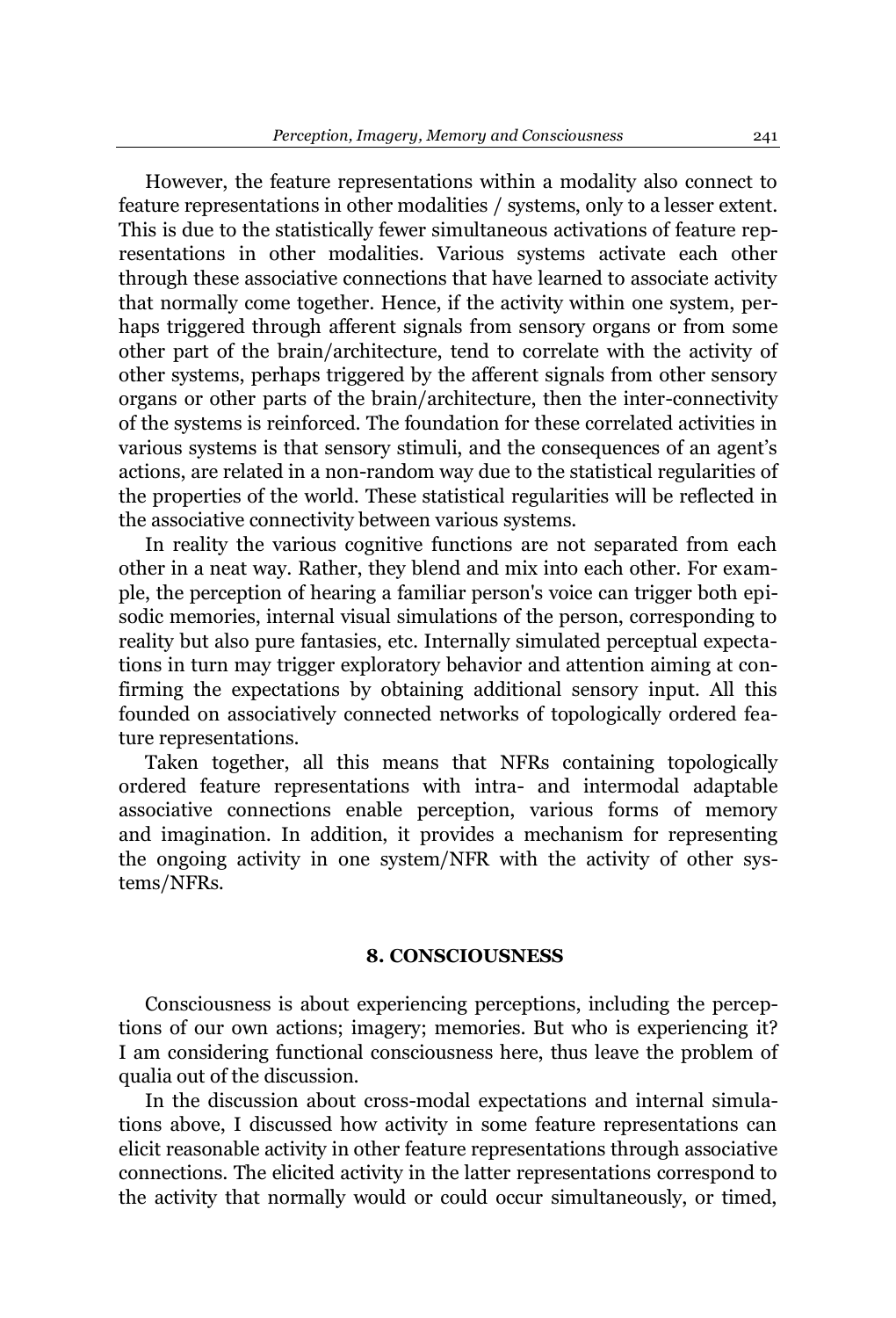However, the feature representations within a modality also connect to feature representations in other modalities / systems, only to a lesser extent. This is due to the statistically fewer simultaneous activations of feature representations in other modalities. Various systems activate each other through these associative connections that have learned to associate activity that normally come together. Hence, if the activity within one system, perhaps triggered through afferent signals from sensory organs or from some other part of the brain/architecture, tend to correlate with the activity of other systems, perhaps triggered by the afferent signals from other sensory organs or other parts of the brain/architecture, then the inter-connectivity of the systems is reinforced. The foundation for these correlated activities in various systems is that sensory stimuli, and the consequences of an agent's actions, are related in a non-random way due to the statistical regularities of the properties of the world. These statistical regularities will be reflected in the associative connectivity between various systems.

In reality the various cognitive functions are not separated from each other in a neat way. Rather, they blend and mix into each other. For example, the perception of hearing a familiar person's voice can trigger both episodic memories, internal visual simulations of the person, corresponding to reality but also pure fantasies, etc. Internally simulated perceptual expectations in turn may trigger exploratory behavior and attention aiming at confirming the expectations by obtaining additional sensory input. All this founded on associatively connected networks of topologically ordered feature representations.

Taken together, all this means that NFRs containing topologically ordered feature representations with intra- and intermodal adaptable associative connections enable perception, various forms of memory and imagination. In addition, it provides a mechanism for representing the ongoing activity in one system/NFR with the activity of other systems/NFRs.

## 8. CONSCIOUSNESS

Consciousness is about experiencing perceptions, including the perceptions of our own actions; imagery; memories. But who is experiencing it? I am considering functional consciousness here, thus leave the problem of qualia out of the discussion.

In the discussion about cross-modal expectations and internal simulations above, I discussed how activity in some feature representations can elicit reasonable activity in other feature representations through associative connections. The elicited activity in the latter representations correspond to the activity that normally would or could occur simultaneously, or timed,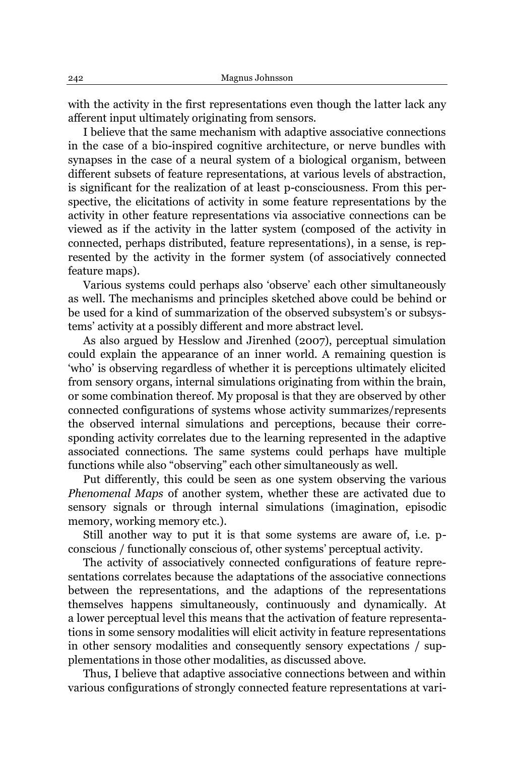with the activity in the first representations even though the latter lack any afferent input ultimately originating from sensors.

I believe that the same mechanism with adaptive associative connections in the case of a bio-inspired cognitive architecture, or nerve bundles with synapses in the case of a neural system of a biological organism, between different subsets of feature representations, at various levels of abstraction, is significant for the realization of at least p-consciousness. From this perspective, the elicitations of activity in some feature representations by the activity in other feature representations via associative connections can be viewed as if the activity in the latter system (composed of the activity in connected, perhaps distributed, feature representations), in a sense, is represented by the activity in the former system (of associatively connected feature maps).

Various systems could perhaps also 'observe' each other simultaneously as well. The mechanisms and principles sketched above could be behind or be used for a kind of summarization of the observed subsystem's or subsystems' activity at a possibly different and more abstract level.

As also argued by Hesslow and Jirenhed (2007), perceptual simulation could explain the appearance of an inner world. A remaining question is 'who' is observing regardless of whether it is perceptions ultimately elicited from sensory organs, internal simulations originating from within the brain, or some combination thereof. My proposal is that they are observed by other connected configurations of systems whose activity summarizes/represents the observed internal simulations and perceptions, because their corresponding activity correlates due to the learning represented in the adaptive associated connections. The same systems could perhaps have multiple functions while also "observing" each other simultaneously as well.

Put differently, this could be seen as one system observing the various *Phenomenal Maps* of another system, whether these are activated due to sensory signals or through internal simulations (imagination, episodic memory, working memory etc.).

Still another way to put it is that some systems are aware of, i.e. p-conscious / functionally conscious of, other systems' perceptual activity.

The activity of associatively connected configurations of feature representations correlates because the adaptations of the associative connections between the representations, and the adaptions of the representations themselves happens simultaneously, continuously and dynamically. At a lower perceptual level this means that the activation of feature representations in some sensory modalities will elicit activity in feature representations in other sensory modalities and consequently sensory expectations / supplementations in those other modalities, as discussed above.

Thus, I believe that adaptive associative connections between and within various configurations of strongly connected feature representations at vari-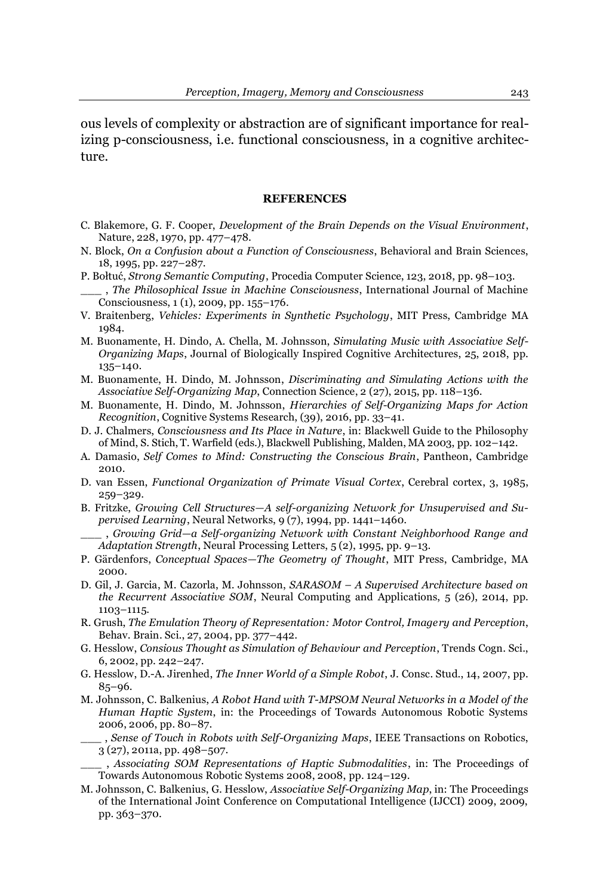ous levels of complexity or abstraction are of significant importance for realizing p-consciousness, i.e. functional consciousness, in a cognitive architecture.

## REFERENCES

C. Blakemore, G. F. Cooper, *Development of the Brain Depends on the Visual Environment*, Nature, 228, 1970, pp. 477–478.

N. Block, *On a Confusion about a Function of Consciousness*, Behavioral and Brain Sciences, 18, 1995, pp. 227–287.

P. Bołtuć, *Strong Semantic Computing*, Procedia Computer Science, 123, 2018, pp. 98–103.

___ , *The Philosophical Issue in Machine Consciousness*, International Journal of Machine Consciousness, 1 (1), 2009, pp. 155–176.

V. Braitenberg, *Vehicles: Experiments in Synthetic Psychology*, MIT Press, Cambridge MA 1984.

M. Buonamente, H. Dindo, A. Chella, M. Johnsson, *Simulating Music with Associative Self-Organizing Maps*, Journal of Biologically Inspired Cognitive Architectures, 25, 2018, pp. 135–140.

M. Buonamente, H. Dindo, M. Johnsson, *Discriminating and Simulating Actions with the Associative Self-Organizing Map*, Connection Science, 2 (27), 2015, pp. 118–136.

M. Buonamente, H. Dindo, M. Johnsson, *Hierarchies of Self-Organizing Maps for Action Recognition*, Cognitive Systems Research, (39), 2016, pp. 33–41.

D. J. Chalmers, *Consciousness and Its Place in Nature*, in: Blackwell Guide to the Philosophy of Mind, S. Stich, T. Warfield (eds.), Blackwell Publishing, Malden, MA 2003, pp. 102–142.

A. Damasio, *Self Comes to Mind: Constructing the Conscious Brain*, Pantheon, Cambridge 2010.

D. van Essen, *Functional Organization of Primate Visual Cortex*, Cerebral cortex, 3, 1985, 259–329.

B. Fritzke, *Growing Cell Structures—A self-organizing Network for Unsupervised and Supervised Learning*, Neural Networks, 9 (7), 1994, pp. 1441–1460.

___ , *Growing Grid—a Self-organizing Network with Constant Neighborhood Range and Adaptation Strength*, Neural Processing Letters, 5 (2), 1995, pp. 9–13.

P. Gärdenfors, *Conceptual Spaces—The Geometry of Thought*, MIT Press, Cambridge, MA 2000.

D. Gil, J. Garcia, M. Cazorla, M. Johnsson, *SARASOM – A Supervised Architecture based on the Recurrent Associative SOM*, Neural Computing and Applications, 5 (26), 2014, pp. 1103–1115.

R. Grush, *The Emulation Theory of Representation: Motor Control, Imagery and Perception*, Behav. Brain. Sci., 27, 2004, pp. 377–442.

G. Hesslow, *Consious Thought as Simulation of Behaviour and Perception*, Trends Cogn. Sci., 6, 2002, pp. 242–247.

G. Hesslow, D.-A. Jirenhed, *The Inner World of a Simple Robot*, J. Consc. Stud., 14, 2007, pp. 85–96.

M. Johnsson, C. Balkenius, *A Robot Hand with T-MPSOM Neural Networks in a Model of the Human Haptic System*, in: the Proceedings of Towards Autonomous Robotic Systems 2006, 2006, pp. 80–87.

___ , *Sense of Touch in Robots with Self-Organizing Maps*, IEEE Transactions on Robotics, 3 (27), 2011a, pp. 498–507.

___ , *Associating SOM Representations of Haptic Submodalities*, in: The Proceedings of Towards Autonomous Robotic Systems 2008, 2008, pp. 124–129.

M. Johnsson, C. Balkenius, G. Hesslow, *Associative Self-Organizing Map*, in: The Proceedings of the International Joint Conference on Computational Intelligence (IJCCI) 2009, 2009, pp. 363–370.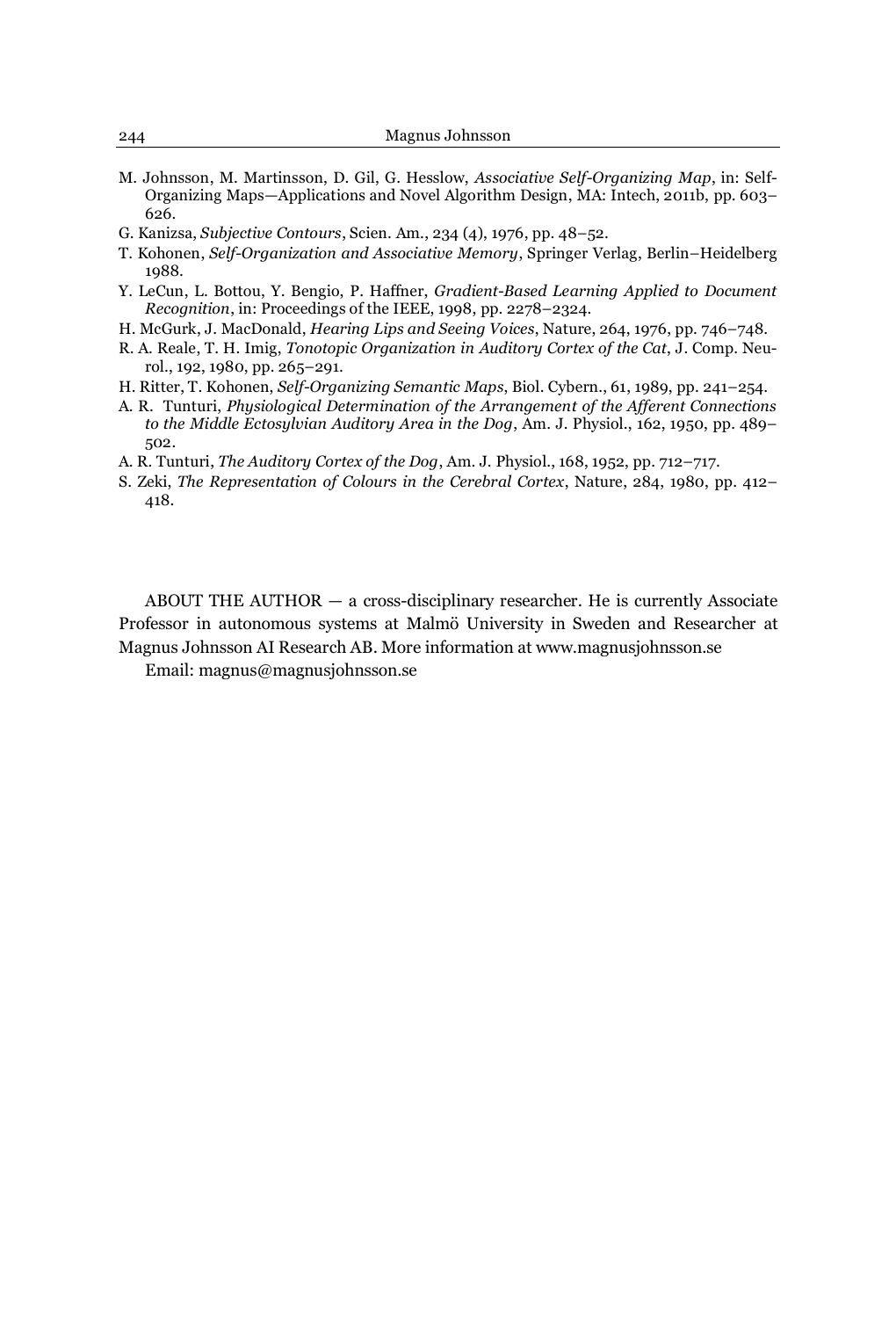M. Johnsson, M. Martinsson, D. Gil, G. Hesslow, *Associative Self-Organizing Map*, in: Self-Organizing Maps—Applications and Novel Algorithm Design, MA: Intech, 2011b, pp. 603–626.

G. Kanizsa, *Subjective Contours*, Scien. Am., 234 (4), 1976, pp. 48–52.

T. Kohonen, *Self-Organization and Associative Memory*, Springer Verlag, Berlin–Heidelberg 1988.

Y. LeCun, L. Bottou, Y. Bengio, P. Haffner, *Gradient-Based Learning Applied to Document Recognition*, in: Proceedings of the IEEE, 1998, pp. 2278–2324.

H. McGurk, J. MacDonald, *Hearing Lips and Seeing Voices*, Nature, 264, 1976, pp. 746–748.

R. A. Reale, T. H. Imig, *Tonotopic Organization in Auditory Cortex of the Cat*, J. Comp. Neurol., 192, 1980, pp. 265–291.

H. Ritter, T. Kohonen, *Self-Organizing Semantic Maps*, Biol. Cybern., 61, 1989, pp. 241–254.

A. R. Tunturi, *Physiological Determination of the Arrangement of the Afferent Connections to the Middle Ectosylvian Auditory Area in the Dog*, Am. J. Physiol., 162, 1950, pp. 489–502.

A. R. Tunturi, *The Auditory Cortex of the Dog*, Am. J. Physiol., 168, 1952, pp. 712–717.

S. Zeki, *The Representation of Colours in the Cerebral Cortex*, Nature, 284, 1980, pp. 412–418.

ABOUT THE AUTHOR — a cross-disciplinary researcher. He is currently Associate Professor in autonomous systems at Malmö University in Sweden and Researcher at Magnus Johnsson AI Research AB. More information at www.magnusjohnsson.se

Email: magnus@magnusjohnsson.se